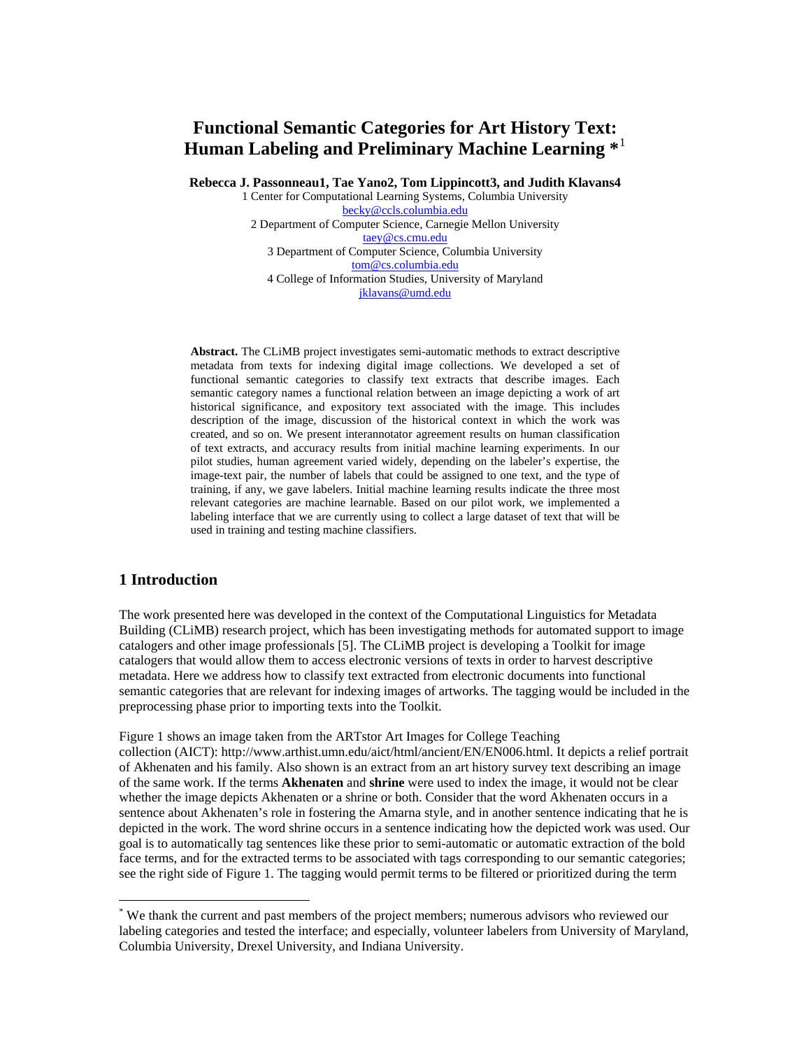# Functional Semantic Categories for Art History Text: Human Labeling and Preliminary Machine Learning *[1]

**Rebecca J. Passonneau1, Tae Yano2, Tom Lippincott3, and Judith Klavans4**

1 Center for Computational Learning Systems, Columbia University
becky@ccls.columbia.edu
2 Department of Computer Science, Carnegie Mellon University
taey@cs.cmu.edu
3 Department of Computer Science, Columbia University
tom@cs.columbia.edu
4 College of Information Studies, University of Maryland
jklavans@umd.edu

**Abstract.** The CLiMB project investigates semi-automatic methods to extract descriptive metadata from texts for indexing digital image collections. We developed a set of functional semantic categories to classify text extracts that describe images. Each semantic category names a functional relation between an image depicting a work of art historical significance, and expository text associated with the image. This includes description of the image, discussion of the historical context in which the work was created, and so on. We present interannotator agreement results on human classification of text extracts, and accuracy results from initial machine learning experiments. In our pilot studies, human agreement varied widely, depending on the labeler's expertise, the image-text pair, the number of labels that could be assigned to one text, and the type of training, if any, we gave labelers. Initial machine learning results indicate the three most relevant categories are machine learnable. Based on our pilot work, we implemented a labeling interface that we are currently using to collect a large dataset of text that will be used in training and testing machine classifiers.

## 1 Introduction

The work presented here was developed in the context of the Computational Linguistics for Metadata Building (CLiMB) research project, which has been investigating methods for automated support to image catalogers and other image professionals [5]. The CLiMB project is developing a Toolkit for image catalogers that would allow them to access electronic versions of texts in order to harvest descriptive metadata. Here we address how to classify text extracted from electronic documents into functional semantic categories that are relevant for indexing images of artworks. The tagging would be included in the preprocessing phase prior to importing texts into the Toolkit.

Figure 1 shows an image taken from the ARTstor Art Images for College Teaching collection (AICT): http://www.arthist.umn.edu/aict/html/ancient/EN/EN006.html. It depicts a relief portrait of Akhenaten and his family. Also shown is an extract from an art history survey text describing an image of the same work. If the terms **Akhenaten** and **shrine** were used to index the image, it would not be clear whether the image depicts Akhenaten or a shrine or both. Consider that the word Akhenaten occurs in a sentence about Akhenaten's role in fostering the Amarna style, and in another sentence indicating that he is depicted in the work. The word shrine occurs in a sentence indicating how the depicted work was used. Our goal is to automatically tag sentences like these prior to semi-automatic or automatic extraction of the bold face terms, and for the extracted terms to be associated with tags corresponding to our semantic categories; see the right side of Figure 1. The tagging would permit terms to be filtered or prioritized during the term

---

* We thank the current and past members of the project members; numerous advisors who reviewed our labeling categories and tested the interface; and especially, volunteer labelers from University of Maryland, Columbia University, Drexel University, and Indiana University.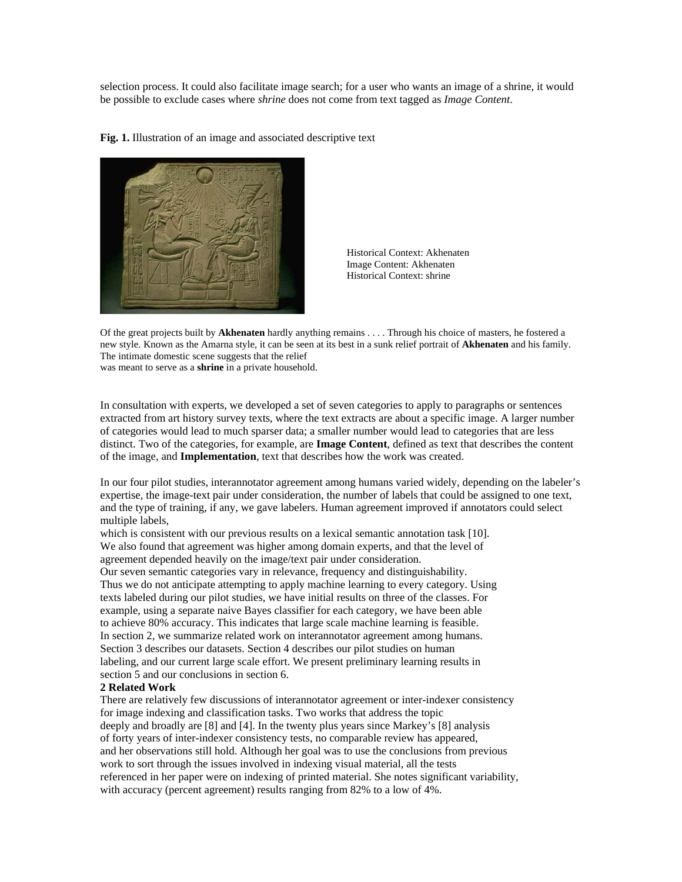selection process. It could also facilitate image search; for a user who wants an image of a shrine, it would be possible to exclude cases where *shrine* does not come from text tagged as *Image Content*.

**Fig. 1.** Illustration of an image and associated descriptive text

Historical Context: Akhenaten
Image Content: Akhenaten
Historical Context: shrine

Of the great projects built by **Akhenaten** hardly anything remains . . . . Through his choice of masters, he fostered a new style. Known as the Amarna style, it can be seen at its best in a sunk relief portrait of **Akhenaten** and his family. The intimate domestic scene suggests that the relief was meant to serve as a **shrine** in a private household.

In consultation with experts, we developed a set of seven categories to apply to paragraphs or sentences extracted from art history survey texts, where the text extracts are about a specific image. A larger number of categories would lead to much sparser data; a smaller number would lead to categories that are less distinct. Two of the categories, for example, are **Image Content**, defined as text that describes the content of the image, and **Implementation**, text that describes how the work was created.

In our four pilot studies, interannotator agreement among humans varied widely, depending on the labeler's expertise, the image-text pair under consideration, the number of labels that could be assigned to one text, and the type of training, if any, we gave labelers. Human agreement improved if annotators could select multiple labels, which is consistent with our previous results on a lexical semantic annotation task [10]. We also found that agreement was higher among domain experts, and that the level of agreement depended heavily on the image/text pair under consideration. Our seven semantic categories vary in relevance, frequency and distinguishability. Thus we do not anticipate attempting to apply machine learning to every category. Using texts labeled during our pilot studies, we have initial results on three of the classes. For example, using a separate naive Bayes classifier for each category, we have been able to achieve 80% accuracy. This indicates that large scale machine learning is feasible. In section 2, we summarize related work on interannotator agreement among humans. Section 3 describes our datasets. Section 4 describes our pilot studies on human labeling, and our current large scale effort. We present preliminary learning results in section 5 and our conclusions in section 6.

## 2 Related Work

There are relatively few discussions of interannotator agreement or inter-indexer consistency for image indexing and classification tasks. Two works that address the topic deeply and broadly are [8] and [4]. In the twenty plus years since Markey's [8] analysis of forty years of inter-indexer consistency tests, no comparable review has appeared, and her observations still hold. Although her goal was to use the conclusions from previous work to sort through the issues involved in indexing visual material, all the tests referenced in her paper were on indexing of printed material. She notes significant variability, with accuracy (percent agreement) results ranging from 82% to a low of 4%.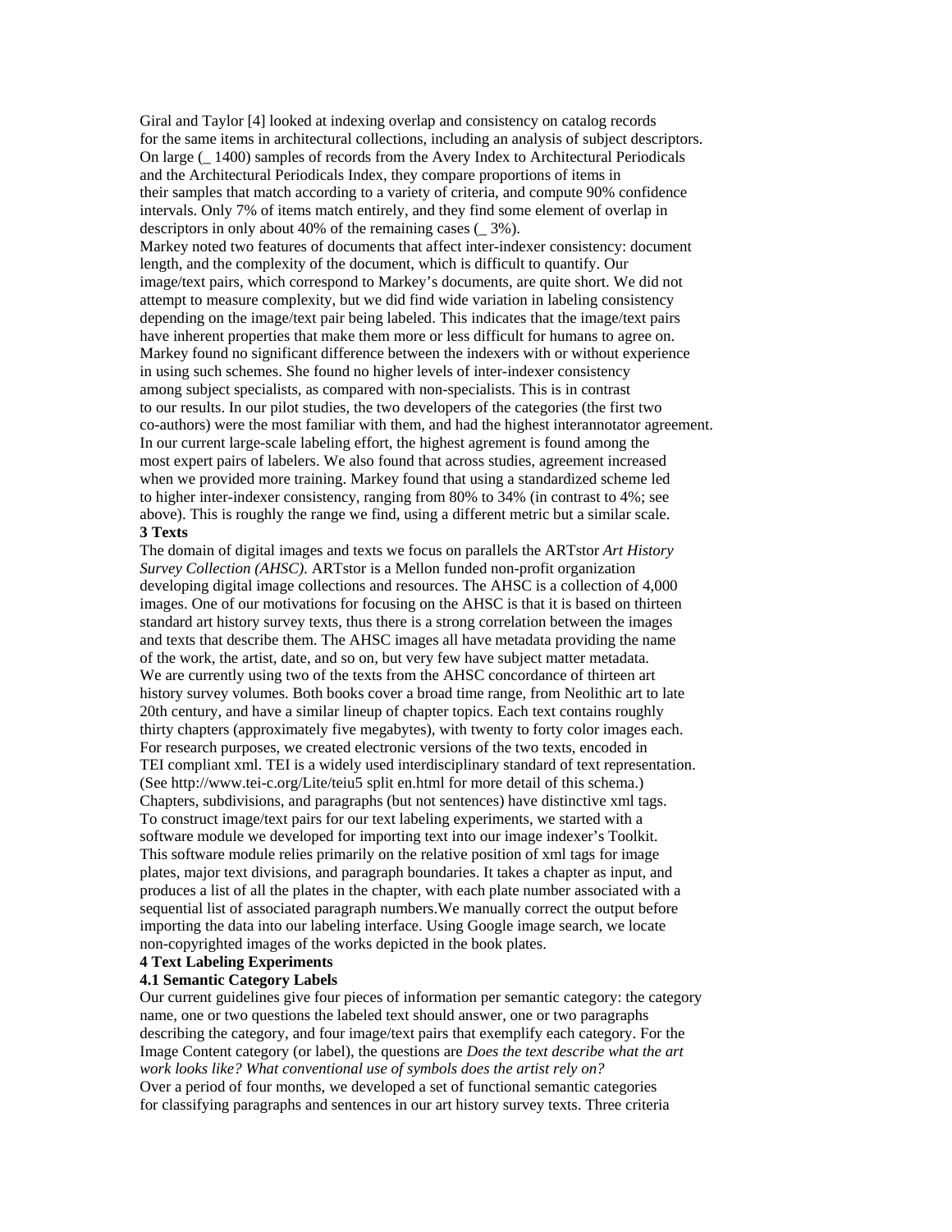Giral and Taylor [4] looked at indexing overlap and consistency on catalog records for the same items in architectural collections, including an analysis of subject descriptors. On large (_ 1400) samples of records from the Avery Index to Architectural Periodicals and the Architectural Periodicals Index, they compare proportions of items in their samples that match according to a variety of criteria, and compute 90% confidence intervals. Only 7% of items match entirely, and they find some element of overlap in descriptors in only about 40% of the remaining cases (_ 3%).

Markey noted two features of documents that affect inter-indexer consistency: document length, and the complexity of the document, which is difficult to quantify. Our image/text pairs, which correspond to Markey's documents, are quite short. We did not attempt to measure complexity, but we did find wide variation in labeling consistency depending on the image/text pair being labeled. This indicates that the image/text pairs have inherent properties that make them more or less difficult for humans to agree on. Markey found no significant difference between the indexers with or without experience in using such schemes. She found no higher levels of inter-indexer consistency among subject specialists, as compared with non-specialists. This is in contrast to our results. In our pilot studies, the two developers of the categories (the first two co-authors) were the most familiar with them, and had the highest interannotator agreement. In our current large-scale labeling effort, the highest agrement is found among the most expert pairs of labelers. We also found that across studies, agreement increased when we provided more training. Markey found that using a standardized scheme led to higher inter-indexer consistency, ranging from 80% to 34% (in contrast to 4%; see above). This is roughly the range we find, using a different metric but a similar scale.

## 3 Texts

The domain of digital images and texts we focus on parallels the ARTstor *Art History Survey Collection (AHSC).* ARTstor is a Mellon funded non-profit organization developing digital image collections and resources. The AHSC is a collection of 4,000 images. One of our motivations for focusing on the AHSC is that it is based on thirteen standard art history survey texts, thus there is a strong correlation between the images and texts that describe them. The AHSC images all have metadata providing the name of the work, the artist, date, and so on, but very few have subject matter metadata.

We are currently using two of the texts from the AHSC concordance of thirteen art history survey volumes. Both books cover a broad time range, from Neolithic art to late 20th century, and have a similar lineup of chapter topics. Each text contains roughly thirty chapters (approximately five megabytes), with twenty to forty color images each. For research purposes, we created electronic versions of the two texts, encoded in TEI compliant xml. TEI is a widely used interdisciplinary standard of text representation. (See http://www.tei-c.org/Lite/teiu5 split en.html for more detail of this schema.) Chapters, subdivisions, and paragraphs (but not sentences) have distinctive xml tags.

To construct image/text pairs for our text labeling experiments, we started with a software module we developed for importing text into our image indexer's Toolkit. This software module relies primarily on the relative position of xml tags for image plates, major text divisions, and paragraph boundaries. It takes a chapter as input, and produces a list of all the plates in the chapter, with each plate number associated with a sequential list of associated paragraph numbers.We manually correct the output before importing the data into our labeling interface. Using Google image search, we locate non-copyrighted images of the works depicted in the book plates.

## 4 Text Labeling Experiments

### 4.1 Semantic Category Labels

Our current guidelines give four pieces of information per semantic category: the category name, one or two questions the labeled text should answer, one or two paragraphs describing the category, and four image/text pairs that exemplify each category. For the Image Content category (or label), the questions are *Does the text describe what the art work looks like? What conventional use of symbols does the artist rely on?*

Over a period of four months, we developed a set of functional semantic categories for classifying paragraphs and sentences in our art history survey texts. Three criteria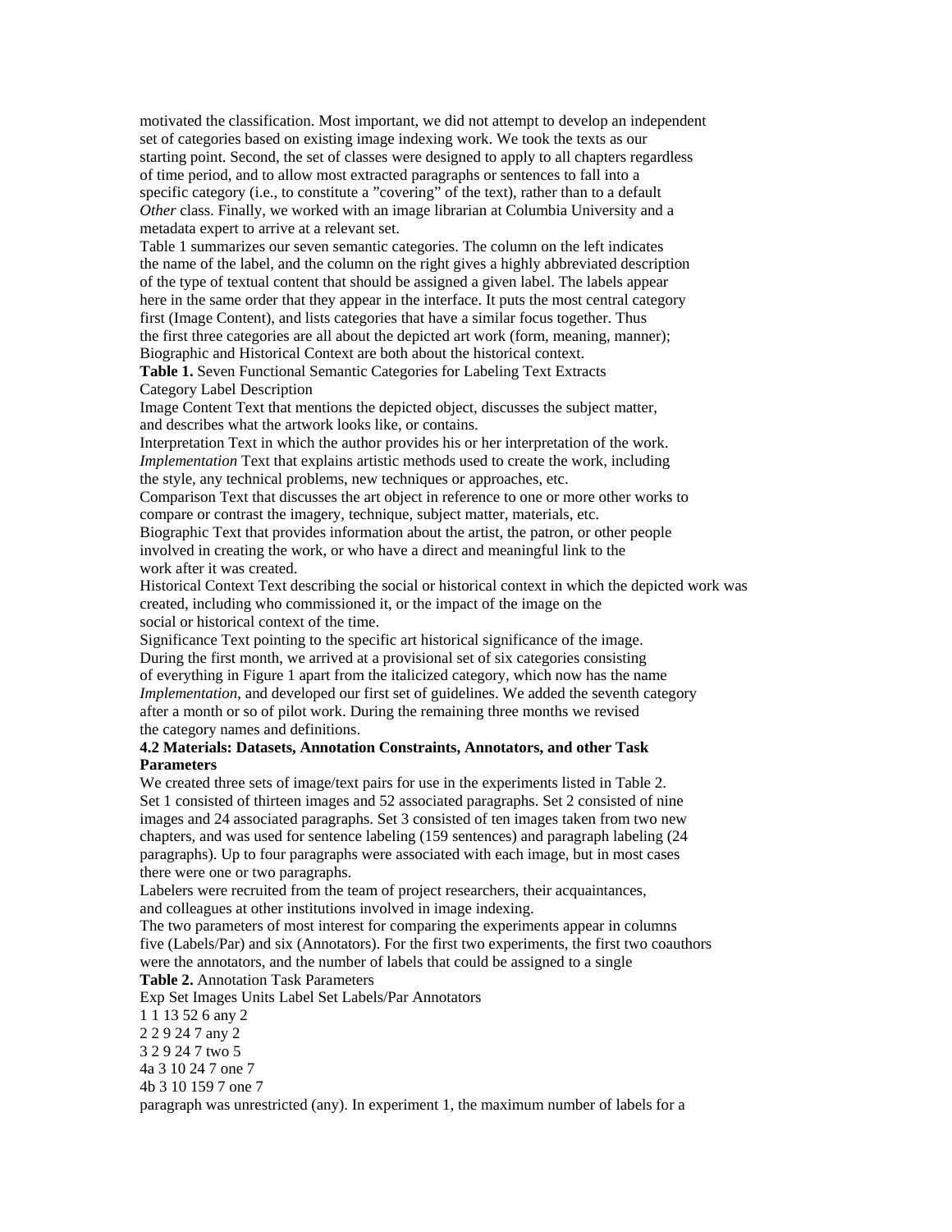motivated the classification. Most important, we did not attempt to develop an independent set of categories based on existing image indexing work. We took the texts as our starting point. Second, the set of classes were designed to apply to all chapters regardless of time period, and to allow most extracted paragraphs or sentences to fall into a specific category (i.e., to constitute a "covering" of the text), rather than to a default *Other* class. Finally, we worked with an image librarian at Columbia University and a metadata expert to arrive at a relevant set.

Table 1 summarizes our seven semantic categories. The column on the left indicates the name of the label, and the column on the right gives a highly abbreviated description of the type of textual content that should be assigned a given label. The labels appear here in the same order that they appear in the interface. It puts the most central category first (Image Content), and lists categories that have a similar focus together. Thus the first three categories are all about the depicted art work (form, meaning, manner); Biographic and Historical Context are both about the historical context.

**Table 1.** Seven Functional Semantic Categories for Labeling Text Extracts

| Category Label | Description |
| --- | --- |
| Image Content | Text that mentions the depicted object, discusses the subject matter, and describes what the artwork looks like, or contains. |
| Interpretation | Text in which the author provides his or her interpretation of the work. |
| *Implementation* | Text that explains artistic methods used to create the work, including the style, any technical problems, new techniques or approaches, etc. |
| Comparison | Text that discusses the art object in reference to one or more other works to compare or contrast the imagery, technique, subject matter, materials, etc. |
| Biographic | Text that provides information about the artist, the patron, or other people involved in creating the work, or who have a direct and meaningful link to the work after it was created. |
| Historical Context | Text describing the social or historical context in which the depicted work was created, including who commissioned it, or the impact of the image on the social or historical context of the time. |
| Significance | Text pointing to the specific art historical significance of the image. |

During the first month, we arrived at a provisional set of six categories consisting of everything in Figure 1 apart from the italicized category, which now has the name *Implementation*, and developed our first set of guidelines. We added the seventh category after a month or so of pilot work. During the remaining three months we revised the category names and definitions.

### 4.2 Materials: Datasets, Annotation Constraints, Annotators, and other Task Parameters

We created three sets of image/text pairs for use in the experiments listed in Table 2. Set 1 consisted of thirteen images and 52 associated paragraphs. Set 2 consisted of nine images and 24 associated paragraphs. Set 3 consisted of ten images taken from two new chapters, and was used for sentence labeling (159 sentences) and paragraph labeling (24 paragraphs). Up to four paragraphs were associated with each image, but in most cases there were one or two paragraphs.

Labelers were recruited from the team of project researchers, their acquaintances, and colleagues at other institutions involved in image indexing.

The two parameters of most interest for comparing the experiments appear in columns five (Labels/Par) and six (Annotators). For the first two experiments, the first two coauthors were the annotators, and the number of labels that could be assigned to a single paragraph was unrestricted (any). In experiment 1, the maximum number of labels for a

**Table 2.** Annotation Task Parameters

| Exp | Set | Images | Units | Label Set | Labels/Par | Annotators |
| --- | --- | --- | --- | --- | --- | --- |
| 1 | 1 | 13 | 52 | 6 | any | 2 |
| 2 | 2 | 9 | 24 | 7 | any | 2 |
| 3 | 2 | 9 | 24 | 7 | two | 5 |
| 4a | 3 | 10 | 24 | 7 | one | 7 |
| 4b | 3 | 10 | 159 | 7 | one | 7 |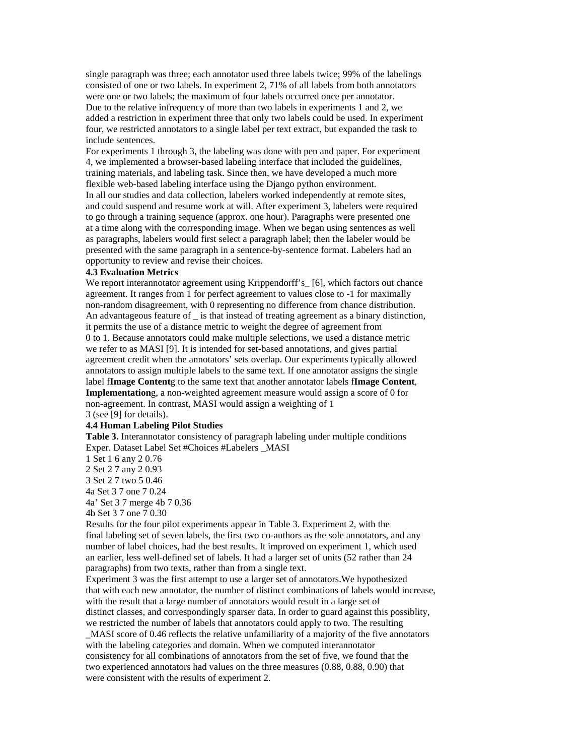single paragraph was three; each annotator used three labels twice; 99% of the labelings consisted of one or two labels. In experiment 2, 71% of all labels from both annotators were one or two labels; the maximum of four labels occurred once per annotator.

Due to the relative infrequency of more than two labels in experiments 1 and 2, we added a restriction in experiment three that only two labels could be used. In experiment four, we restricted annotators to a single label per text extract, but expanded the task to include sentences.

For experiments 1 through 3, the labeling was done with pen and paper. For experiment 4, we implemented a browser-based labeling interface that included the guidelines, training materials, and labeling task. Since then, we have developed a much more flexible web-based labeling interface using the Django python environment.

In all our studies and data collection, labelers worked independently at remote sites, and could suspend and resume work at will. After experiment 3, labelers were required to go through a training sequence (approx. one hour). Paragraphs were presented one at a time along with the corresponding image. When we began using sentences as well as paragraphs, labelers would first select a paragraph label; then the labeler would be presented with the same paragraph in a sentence-by-sentence format. Labelers had an opportunity to review and revise their choices.

### 4.3 Evaluation Metrics

We report interannotator agreement using Krippendorff's_ [6], which factors out chance agreement. It ranges from 1 for perfect agreement to values close to -1 for maximally non-random disagreement, with 0 representing no difference from chance distribution. An advantageous feature of _ is that instead of treating agreement as a binary distinction, it permits the use of a distance metric to weight the degree of agreement from 0 to 1. Because annotators could make multiple selections, we used a distance metric we refer to as MASI [9]. It is intended for set-based annotations, and gives partial agreement credit when the annotators' sets overlap. Our experiments typically allowed annotators to assign multiple labels to the same text. If one annotator assigns the single label f**Image Content**g to the same text that another annotator labels f**Image Content**, **Implementation**g, a non-weighted agreement measure would assign a score of 0 for non-agreement. In contrast, MASI would assign a weighting of 1
3 (see [9] for details).

### 4.4 Human Labeling Pilot Studies

**Table 3.** Interannotator consistency of paragraph labeling under multiple conditions

| Exper. | Dataset | Label Set | #Choices | #Labelers | _MASI |
|---|---|---|---|---|---|
| 1 | Set 1 | 6 | any | 2 | 0.76 |
| 2 | Set 2 | 7 | any | 2 | 0.93 |
| 3 | Set 2 | 7 | two | 5 | 0.46 |
| 4a | Set 3 | 7 | one | 7 | 0.24 |
| 4a' | Set 3 | 7 | merge 4b | 7 | 0.36 |
| 4b | Set 3 | 7 | one | 7 | 0.30 |

Results for the four pilot experiments appear in Table 3. Experiment 2, with the final labeling set of seven labels, the first two co-authors as the sole annotators, and any number of label choices, had the best results. It improved on experiment 1, which used an earlier, less well-defined set of labels. It had a larger set of units (52 rather than 24 paragraphs) from two texts, rather than from a single text.

Experiment 3 was the first attempt to use a larger set of annotators.We hypothesized that with each new annotator, the number of distinct combinations of labels would increase, with the result that a large number of annotators would result in a large set of distinct classes, and correspondingly sparser data. In order to guard against this possiblity, we restricted the number of labels that annotators could apply to two. The resulting _MASI score of 0.46 reflects the relative unfamiliarity of a majority of the five annotators with the labeling categories and domain. When we computed interannotator consistency for all combinations of annotators from the set of five, we found that the two experienced annotators had values on the three measures (0.88, 0.88, 0.90) that were consistent with the results of experiment 2.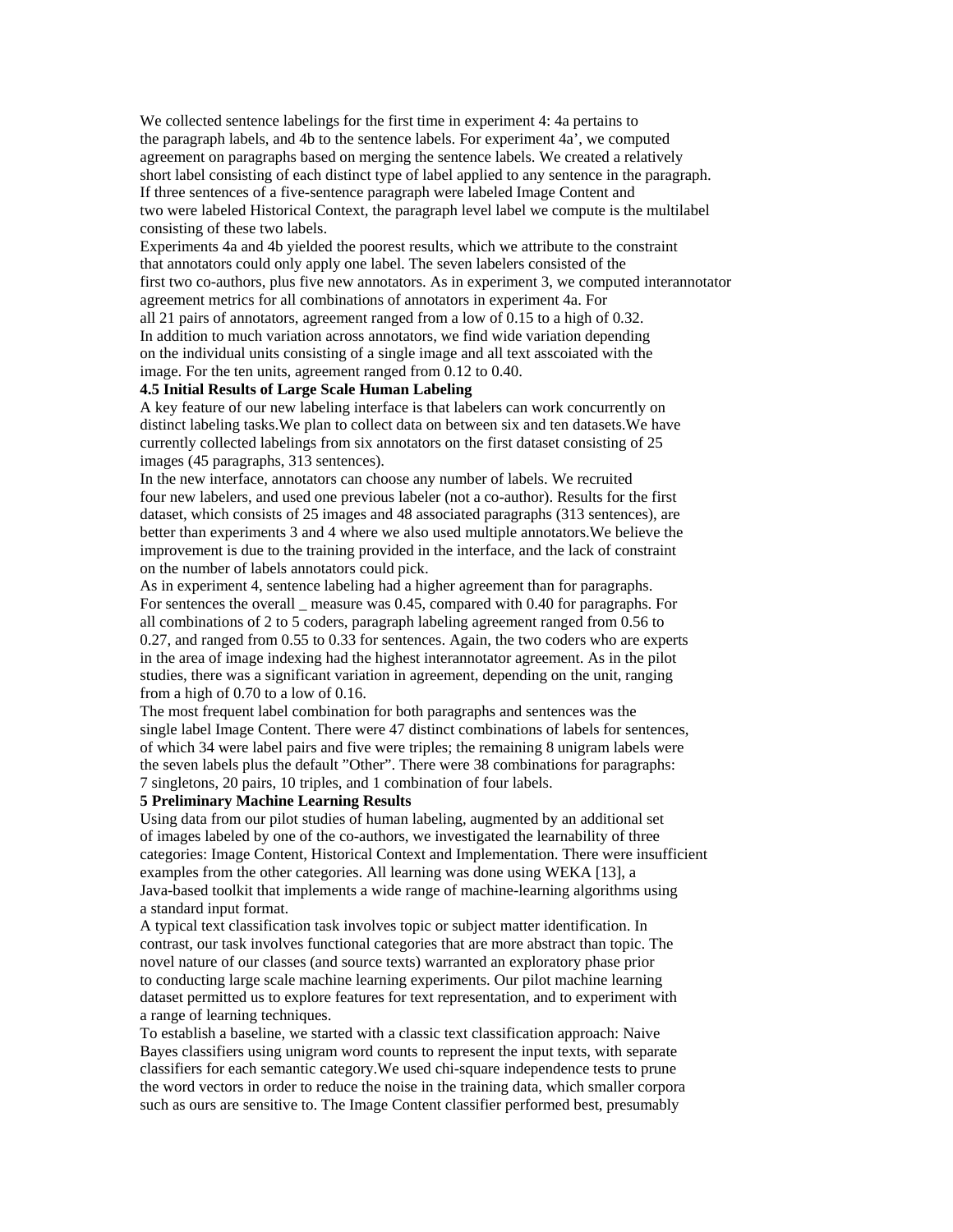We collected sentence labelings for the first time in experiment 4: 4a pertains to the paragraph labels, and 4b to the sentence labels. For experiment 4a', we computed agreement on paragraphs based on merging the sentence labels. We created a relatively short label consisting of each distinct type of label applied to any sentence in the paragraph. If three sentences of a five-sentence paragraph were labeled Image Content and two were labeled Historical Context, the paragraph level label we compute is the multilabel consisting of these two labels.

Experiments 4a and 4b yielded the poorest results, which we attribute to the constraint that annotators could only apply one label. The seven labelers consisted of the first two co-authors, plus five new annotators. As in experiment 3, we computed interannotator agreement metrics for all combinations of annotators in experiment 4a. For all 21 pairs of annotators, agreement ranged from a low of 0.15 to a high of 0.32. In addition to much variation across annotators, we find wide variation depending on the individual units consisting of a single image and all text asscoiated with the image. For the ten units, agreement ranged from 0.12 to 0.40.

### 4.5 Initial Results of Large Scale Human Labeling

A key feature of our new labeling interface is that labelers can work concurrently on distinct labeling tasks.We plan to collect data on between six and ten datasets.We have currently collected labelings from six annotators on the first dataset consisting of 25 images (45 paragraphs, 313 sentences).

In the new interface, annotators can choose any number of labels. We recruited four new labelers, and used one previous labeler (not a co-author). Results for the first dataset, which consists of 25 images and 48 associated paragraphs (313 sentences), are better than experiments 3 and 4 where we also used multiple annotators.We believe the improvement is due to the training provided in the interface, and the lack of constraint on the number of labels annotators could pick.

As in experiment 4, sentence labeling had a higher agreement than for paragraphs. For sentences the overall _ measure was 0.45, compared with 0.40 for paragraphs. For all combinations of 2 to 5 coders, paragraph labeling agreement ranged from 0.56 to 0.27, and ranged from 0.55 to 0.33 for sentences. Again, the two coders who are experts in the area of image indexing had the highest interannotator agreement. As in the pilot studies, there was a significant variation in agreement, depending on the unit, ranging from a high of 0.70 to a low of 0.16.

The most frequent label combination for both paragraphs and sentences was the single label Image Content. There were 47 distinct combinations of labels for sentences, of which 34 were label pairs and five were triples; the remaining 8 unigram labels were the seven labels plus the default "Other". There were 38 combinations for paragraphs: 7 singletons, 20 pairs, 10 triples, and 1 combination of four labels.

## 5 Preliminary Machine Learning Results

Using data from our pilot studies of human labeling, augmented by an additional set of images labeled by one of the co-authors, we investigated the learnability of three categories: Image Content, Historical Context and Implementation. There were insufficient examples from the other categories. All learning was done using WEKA [13], a Java-based toolkit that implements a wide range of machine-learning algorithms using a standard input format.

A typical text classification task involves topic or subject matter identification. In contrast, our task involves functional categories that are more abstract than topic. The novel nature of our classes (and source texts) warranted an exploratory phase prior to conducting large scale machine learning experiments. Our pilot machine learning dataset permitted us to explore features for text representation, and to experiment with a range of learning techniques.

To establish a baseline, we started with a classic text classification approach: Naive Bayes classifiers using unigram word counts to represent the input texts, with separate classifiers for each semantic category.We used chi-square independence tests to prune the word vectors in order to reduce the noise in the training data, which smaller corpora such as ours are sensitive to. The Image Content classifier performed best, presumably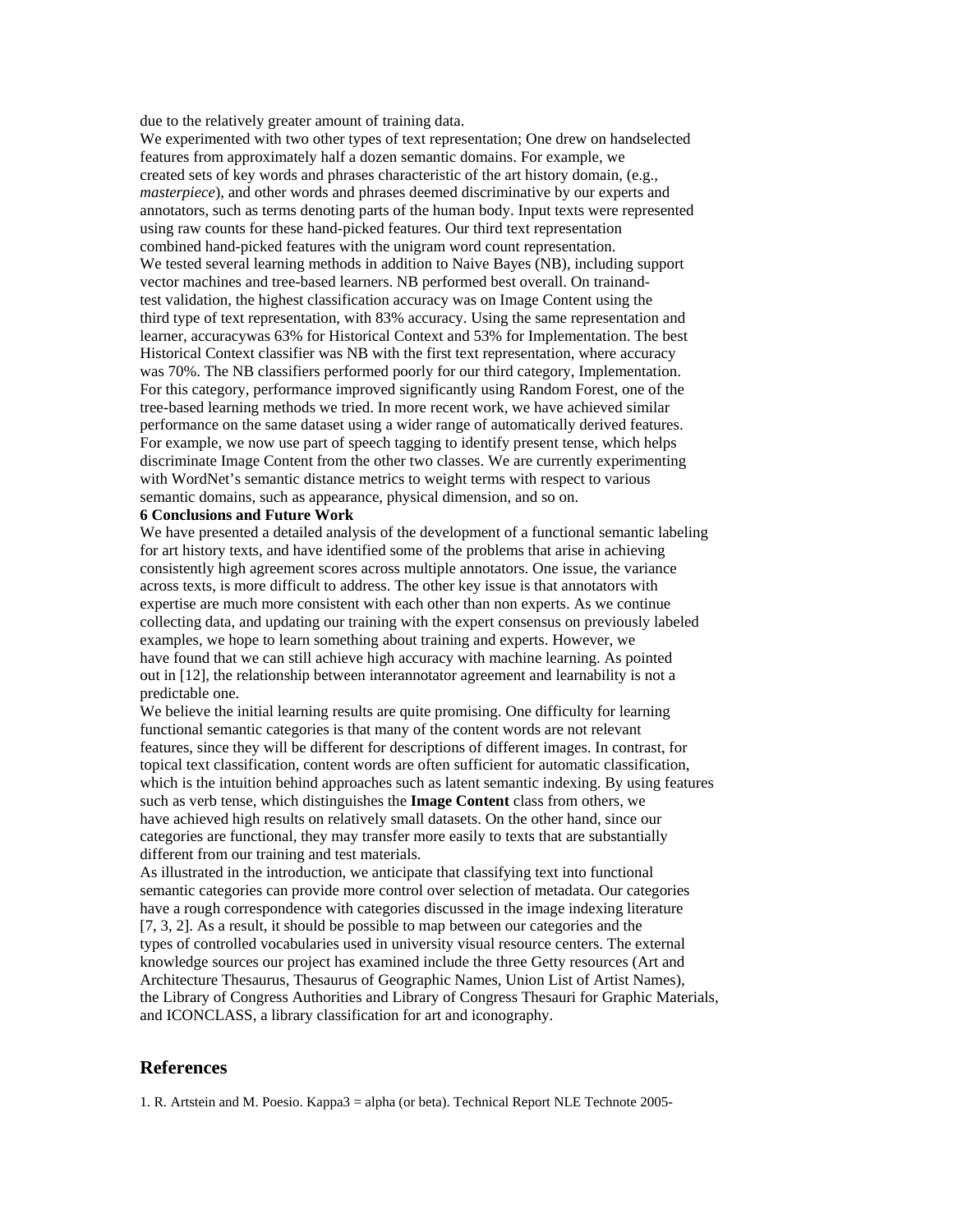due to the relatively greater amount of training data.

We experimented with two other types of text representation; One drew on handselected features from approximately half a dozen semantic domains. For example, we created sets of key words and phrases characteristic of the art history domain, (e.g., *masterpiece*), and other words and phrases deemed discriminative by our experts and annotators, such as terms denoting parts of the human body. Input texts were represented using raw counts for these hand-picked features. Our third text representation combined hand-picked features with the unigram word count representation.

We tested several learning methods in addition to Naive Bayes (NB), including support vector machines and tree-based learners. NB performed best overall. On trainand-test validation, the highest classification accuracy was on Image Content using the third type of text representation, with 83% accuracy. Using the same representation and learner, accuracywas 63% for Historical Context and 53% for Implementation. The best Historical Context classifier was NB with the first text representation, where accuracy was 70%. The NB classifiers performed poorly for our third category, Implementation. For this category, performance improved significantly using Random Forest, one of the tree-based learning methods we tried. In more recent work, we have achieved similar performance on the same dataset using a wider range of automatically derived features. For example, we now use part of speech tagging to identify present tense, which helps discriminate Image Content from the other two classes. We are currently experimenting with WordNet's semantic distance metrics to weight terms with respect to various semantic domains, such as appearance, physical dimension, and so on.

**6 Conclusions and Future Work**

We have presented a detailed analysis of the development of a functional semantic labeling for art history texts, and have identified some of the problems that arise in achieving consistently high agreement scores across multiple annotators. One issue, the variance across texts, is more difficult to address. The other key issue is that annotators with expertise are much more consistent with each other than non experts. As we continue collecting data, and updating our training with the expert consensus on previously labeled examples, we hope to learn something about training and experts. However, we have found that we can still achieve high accuracy with machine learning. As pointed out in [12], the relationship between interannotator agreement and learnability is not a predictable one.

We believe the initial learning results are quite promising. One difficulty for learning functional semantic categories is that many of the content words are not relevant features, since they will be different for descriptions of different images. In contrast, for topical text classification, content words are often sufficient for automatic classification, which is the intuition behind approaches such as latent semantic indexing. By using features such as verb tense, which distinguishes the **Image Content** class from others, we have achieved high results on relatively small datasets. On the other hand, since our categories are functional, they may transfer more easily to texts that are substantially different from our training and test materials.

As illustrated in the introduction, we anticipate that classifying text into functional semantic categories can provide more control over selection of metadata. Our categories have a rough correspondence with categories discussed in the image indexing literature [7, 3, 2]. As a result, it should be possible to map between our categories and the types of controlled vocabularies used in university visual resource centers. The external knowledge sources our project has examined include the three Getty resources (Art and Architecture Thesaurus, Thesaurus of Geographic Names, Union List of Artist Names), the Library of Congress Authorities and Library of Congress Thesauri for Graphic Materials, and ICONCLASS, a library classification for art and iconography.

## References

1. R. Artstein and M. Poesio. Kappa3 = alpha (or beta). Technical Report NLE Technote 2005-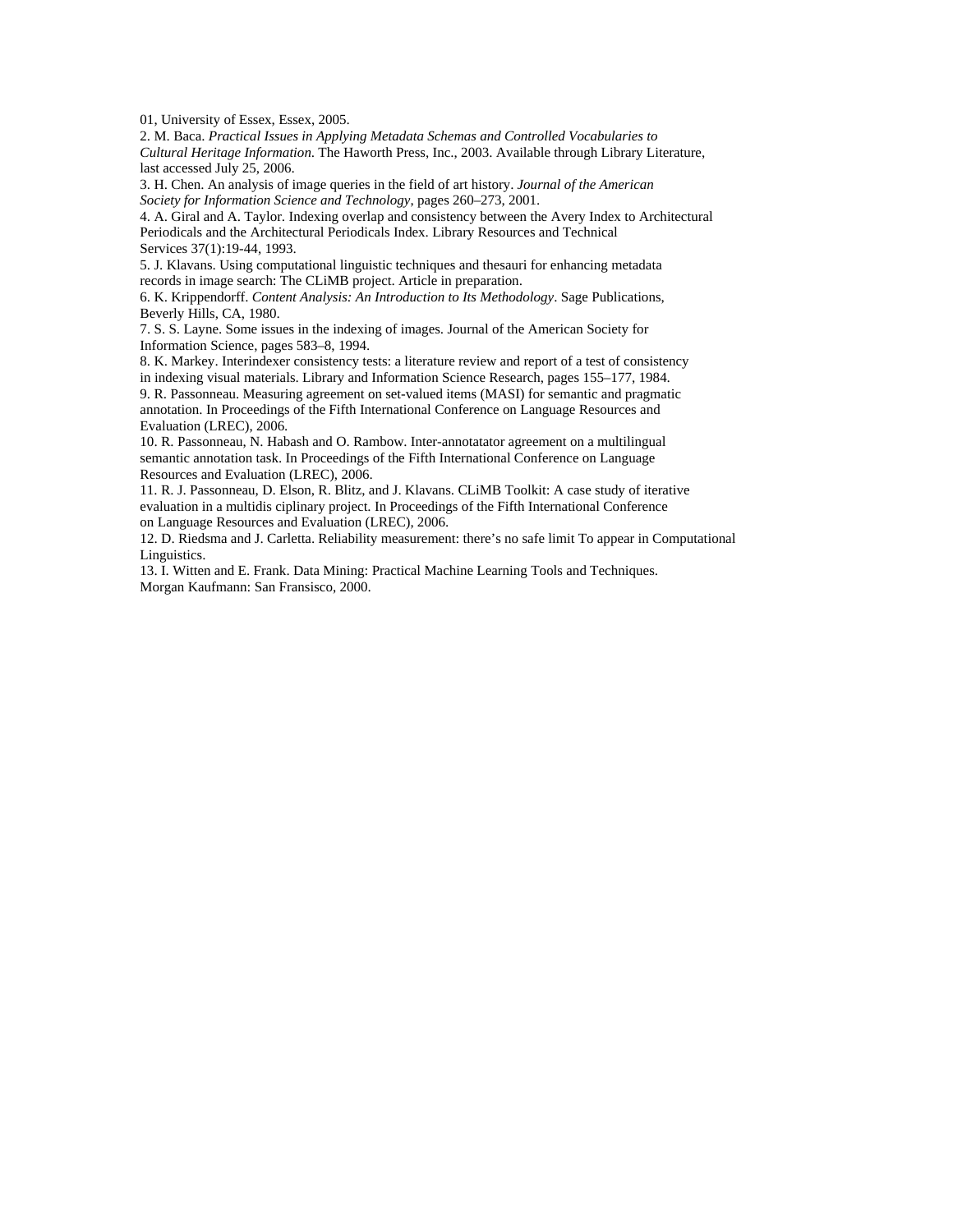01, University of Essex, Essex, 2005.

2. M. Baca. *Practical Issues in Applying Metadata Schemas and Controlled Vocabularies to Cultural Heritage Information*. The Haworth Press, Inc., 2003. Available through Library Literature, last accessed July 25, 2006.

3. H. Chen. An analysis of image queries in the field of art history. *Journal of the American Society for Information Science and Technology*, pages 260–273, 2001.

4. A. Giral and A. Taylor. Indexing overlap and consistency between the Avery Index to Architectural Periodicals and the Architectural Periodicals Index. Library Resources and Technical Services 37(1):19-44, 1993.

5. J. Klavans. Using computational linguistic techniques and thesauri for enhancing metadata records in image search: The CLiMB project. Article in preparation.

6. K. Krippendorff. *Content Analysis: An Introduction to Its Methodology*. Sage Publications, Beverly Hills, CA, 1980.

7. S. S. Layne. Some issues in the indexing of images. Journal of the American Society for Information Science, pages 583–8, 1994.

8. K. Markey. Interindexer consistency tests: a literature review and report of a test of consistency in indexing visual materials. Library and Information Science Research, pages 155–177, 1984.

9. R. Passonneau. Measuring agreement on set-valued items (MASI) for semantic and pragmatic annotation. In Proceedings of the Fifth International Conference on Language Resources and Evaluation (LREC), 2006.

10. R. Passonneau, N. Habash and O. Rambow. Inter-annotatator agreement on a multilingual semantic annotation task. In Proceedings of the Fifth International Conference on Language Resources and Evaluation (LREC), 2006.

11. R. J. Passonneau, D. Elson, R. Blitz, and J. Klavans. CLiMB Toolkit: A case study of iterative evaluation in a multidis ciplinary project. In Proceedings of the Fifth International Conference on Language Resources and Evaluation (LREC), 2006.

12. D. Riedsma and J. Carletta. Reliability measurement: there's no safe limit To appear in Computational Linguistics.

13. I. Witten and E. Frank. Data Mining: Practical Machine Learning Tools and Techniques. Morgan Kaufmann: San Fransisco, 2000.